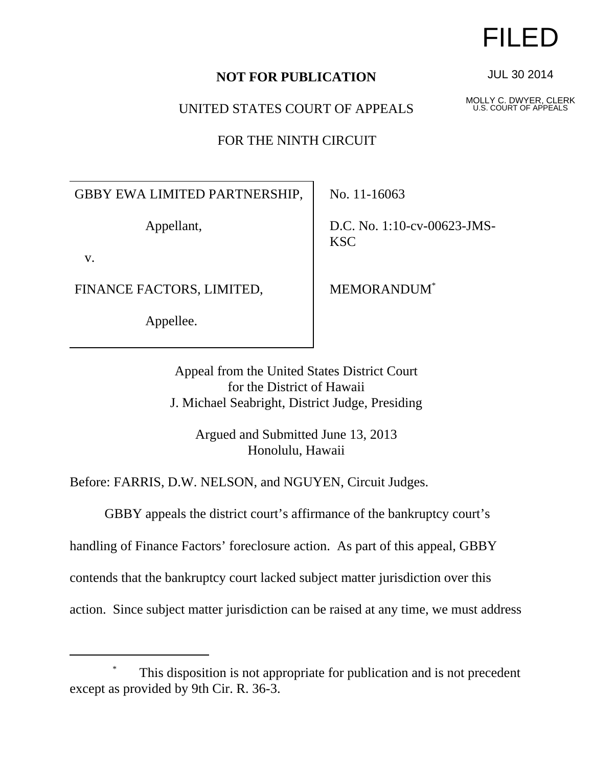FILED

JUL 30 2014

MOLLY C. DWYER, CLERK
U.S. COURT OF APPEALS

**NOT FOR PUBLICATION**

UNITED STATES COURT OF APPEALS

FOR THE NINTH CIRCUIT

| | |
|---|---|
| GBBY EWA LIMITED PARTNERSHIP,<br><br>Appellant,<br><br>v.<br><br>FINANCE FACTORS, LIMITED,<br><br>Appellee. | No. 11-16063<br><br>D.C. No. 1:10-cv-00623-JMS-KSC<br><br>MEMORANDUM* |

Appeal from the United States District Court
for the District of Hawaii
J. Michael Seabright, District Judge, Presiding

Argued and Submitted June 13, 2013
Honolulu, Hawaii

Before: FARRIS, D.W. NELSON, and NGUYEN, Circuit Judges.

GBBY appeals the district court's affirmance of the bankruptcy court's handling of Finance Factors' foreclosure action. As part of this appeal, GBBY contends that the bankruptcy court lacked subject matter jurisdiction over this action. Since subject matter jurisdiction can be raised at any time, we must address

---

\* This disposition is not appropriate for publication and is not precedent except as provided by 9th Cir. R. 36-3.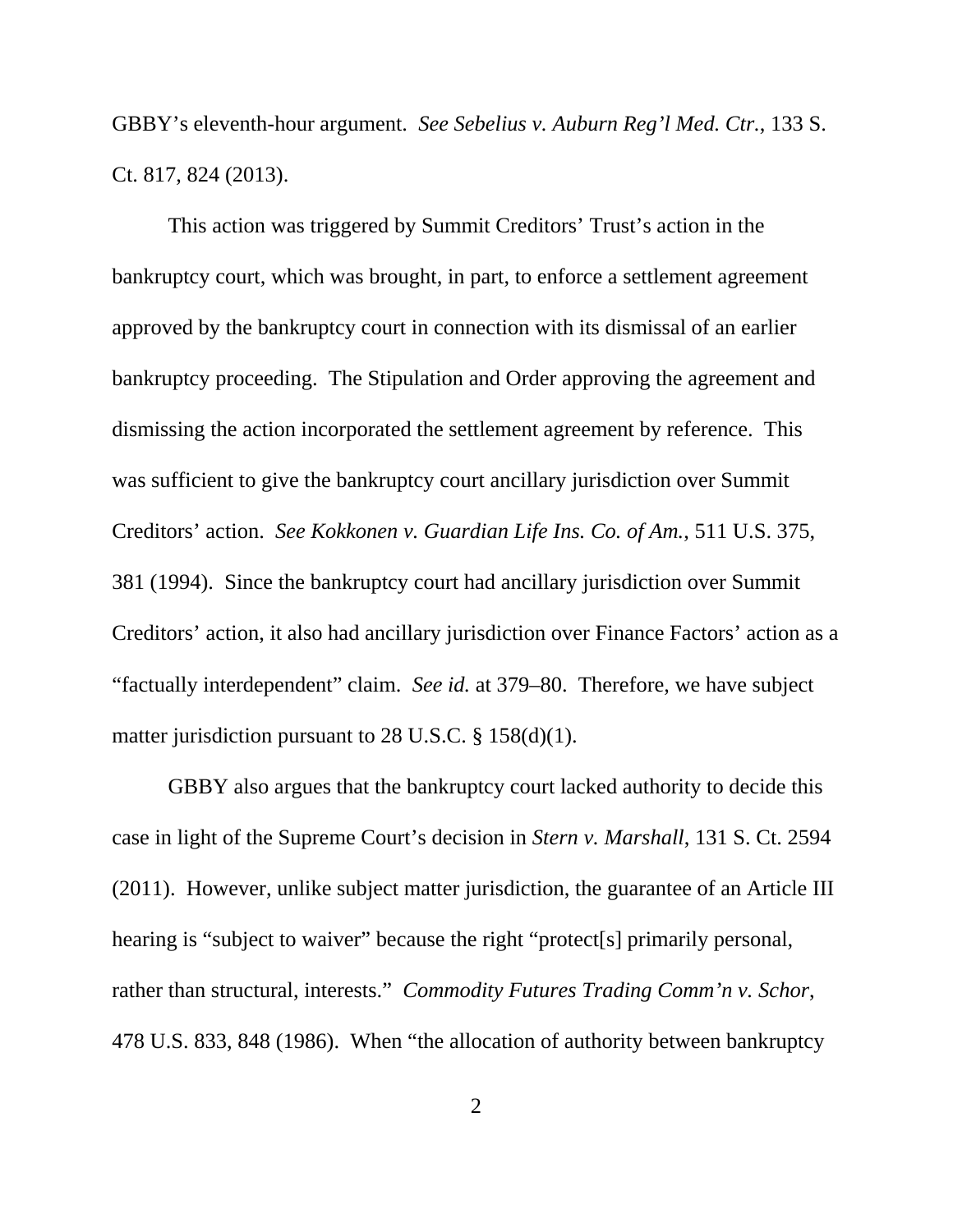GBBY's eleventh-hour argument. *See Sebelius v. Auburn Reg'l Med. Ctr.*, 133 S. Ct. 817, 824 (2013).

This action was triggered by Summit Creditors' Trust's action in the bankruptcy court, which was brought, in part, to enforce a settlement agreement approved by the bankruptcy court in connection with its dismissal of an earlier bankruptcy proceeding. The Stipulation and Order approving the agreement and dismissing the action incorporated the settlement agreement by reference. This was sufficient to give the bankruptcy court ancillary jurisdiction over Summit Creditors' action. *See Kokkonen v. Guardian Life Ins. Co. of Am.*, 511 U.S. 375, 381 (1994). Since the bankruptcy court had ancillary jurisdiction over Summit Creditors' action, it also had ancillary jurisdiction over Finance Factors' action as a "factually interdependent" claim. *See id.* at 379–80. Therefore, we have subject matter jurisdiction pursuant to 28 U.S.C. § 158(d)(1).

GBBY also argues that the bankruptcy court lacked authority to decide this case in light of the Supreme Court's decision in *Stern v. Marshall*, 131 S. Ct. 2594 (2011). However, unlike subject matter jurisdiction, the guarantee of an Article III hearing is "subject to waiver" because the right "protect[s] primarily personal, rather than structural, interests." *Commodity Futures Trading Comm'n v. Schor*, 478 U.S. 833, 848 (1986). When "the allocation of authority between bankruptcy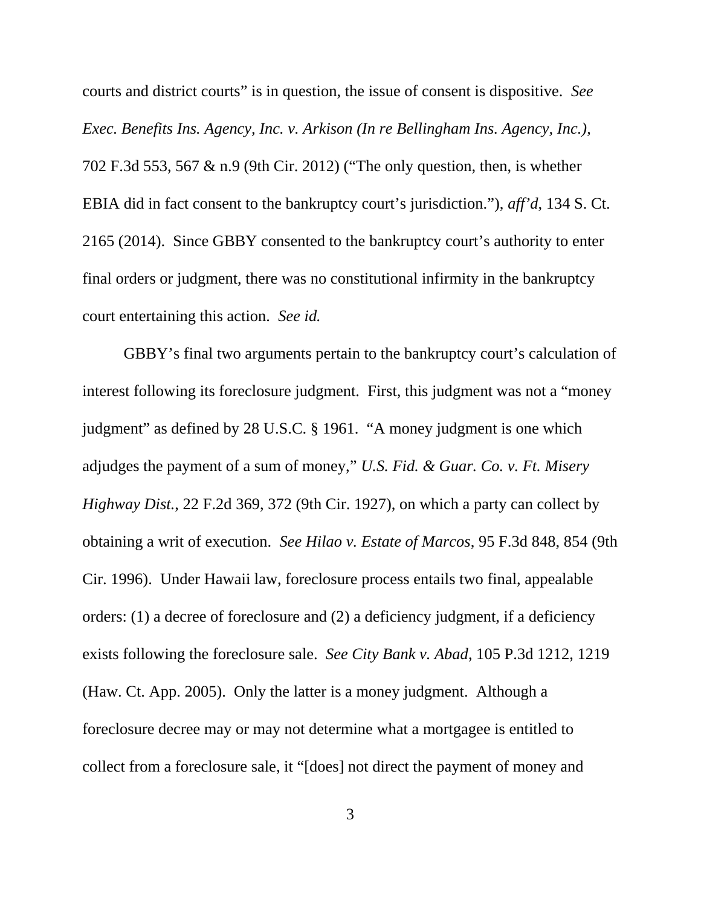courts and district courts" is in question, the issue of consent is dispositive. *See Exec. Benefits Ins. Agency, Inc. v. Arkison (In re Bellingham Ins. Agency, Inc.)*, 702 F.3d 553, 567 & n.9 (9th Cir. 2012) ("The only question, then, is whether EBIA did in fact consent to the bankruptcy court's jurisdiction."), *aff'd*, 134 S. Ct. 2165 (2014). Since GBBY consented to the bankruptcy court's authority to enter final orders or judgment, there was no constitutional infirmity in the bankruptcy court entertaining this action. *See id.*

GBBY's final two arguments pertain to the bankruptcy court's calculation of interest following its foreclosure judgment. First, this judgment was not a "money judgment" as defined by 28 U.S.C. § 1961. "A money judgment is one which adjudges the payment of a sum of money," *U.S. Fid. & Guar. Co. v. Ft. Misery Highway Dist.*, 22 F.2d 369, 372 (9th Cir. 1927), on which a party can collect by obtaining a writ of execution. *See Hilao v. Estate of Marcos*, 95 F.3d 848, 854 (9th Cir. 1996). Under Hawaii law, foreclosure process entails two final, appealable orders: (1) a decree of foreclosure and (2) a deficiency judgment, if a deficiency exists following the foreclosure sale. *See City Bank v. Abad*, 105 P.3d 1212, 1219 (Haw. Ct. App. 2005). Only the latter is a money judgment. Although a foreclosure decree may or may not determine what a mortgagee is entitled to collect from a foreclosure sale, it "[does] not direct the payment of money and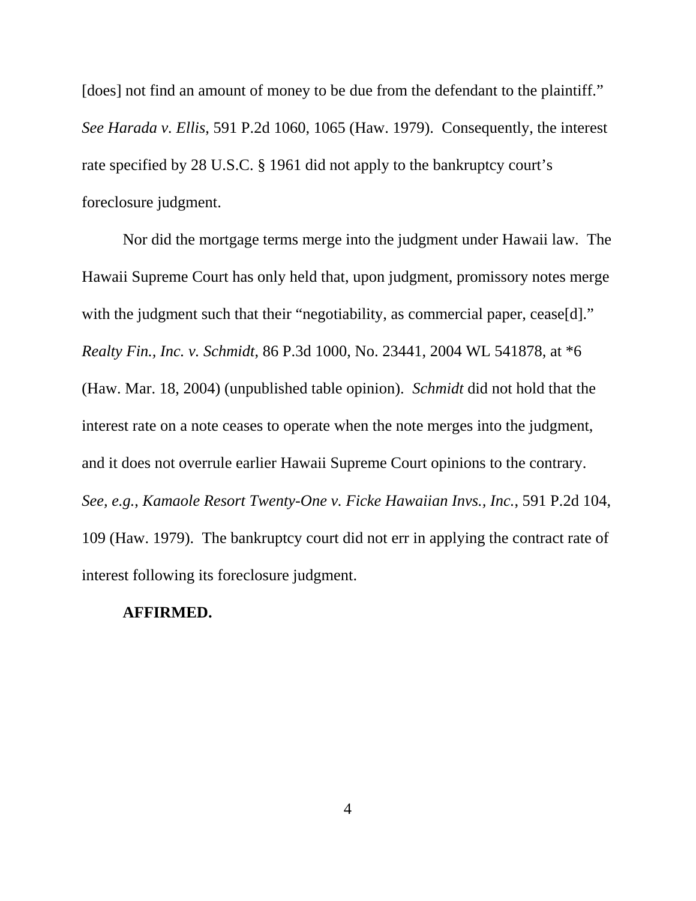[does] not find an amount of money to be due from the defendant to the plaintiff." *See Harada v. Ellis*, 591 P.2d 1060, 1065 (Haw. 1979). Consequently, the interest rate specified by 28 U.S.C. § 1961 did not apply to the bankruptcy court's foreclosure judgment.

Nor did the mortgage terms merge into the judgment under Hawaii law. The Hawaii Supreme Court has only held that, upon judgment, promissory notes merge with the judgment such that their "negotiability, as commercial paper, cease[d]." *Realty Fin., Inc. v. Schmidt*, 86 P.3d 1000, No. 23441, 2004 WL 541878, at *6 (Haw. Mar. 18, 2004) (unpublished table opinion). *Schmidt* did not hold that the interest rate on a note ceases to operate when the note merges into the judgment, and it does not overrule earlier Hawaii Supreme Court opinions to the contrary. *See, e.g., Kamaole Resort Twenty-One v. Ficke Hawaiian Invs., Inc.*, 591 P.2d 104, 109 (Haw. 1979). The bankruptcy court did not err in applying the contract rate of interest following its foreclosure judgment.

**AFFIRMED.**